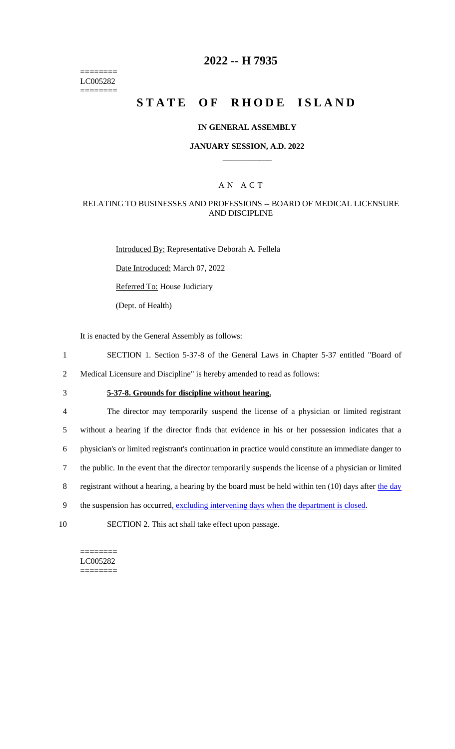========
LC005282
========

# 2022 -- H 7935

# STATE OF RHODE ISLAND

### IN GENERAL ASSEMBLY

### JANUARY SESSION, A.D. 2022

## AN ACT

### RELATING TO BUSINESSES AND PROFESSIONS -- BOARD OF MEDICAL LICENSURE AND DISCIPLINE

Introduced By: Representative Deborah A. Fellela

Date Introduced: March 07, 2022

Referred To: House Judiciary

(Dept. of Health)

It is enacted by the General Assembly as follows:

1 SECTION 1. Section 5-37-8 of the General Laws in Chapter 5-37 entitled "Board of
2 Medical Licensure and Discipline" is hereby amended to read as follows:

3 **5-37-8. Grounds for discipline without hearing.**

4 The director may temporarily suspend the license of a physician or limited registrant
5 without a hearing if the director finds that evidence in his or her possession indicates that a
6 physician's or limited registrant's continuation in practice would constitute an immediate danger to
7 the public. In the event that the director temporarily suspends the license of a physician or limited
8 registrant without a hearing, a hearing by the board must be held within ten (10) days after the day
9 the suspension has occurred, excluding intervening days when the department is closed.

10 SECTION 2. This act shall take effect upon passage.

========
LC005282
========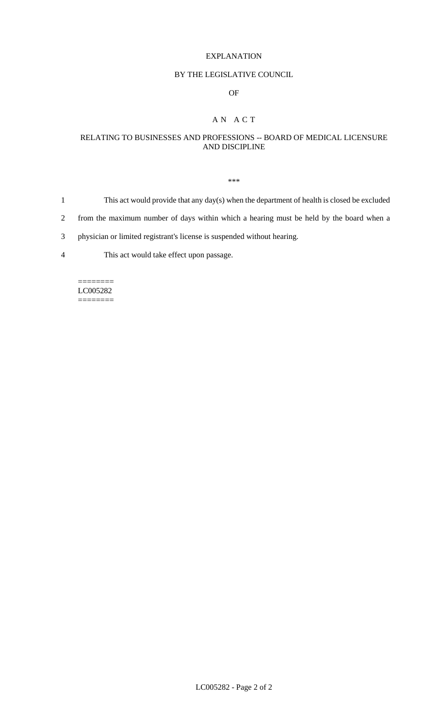EXPLANATION

BY THE LEGISLATIVE COUNCIL

OF

A N A C T

RELATING TO BUSINESSES AND PROFESSIONS -- BOARD OF MEDICAL LICENSURE AND DISCIPLINE

\*\*\*

1 This act would provide that any day(s) when the department of health is closed be excluded
2 from the maximum number of days within which a hearing must be held by the board when a
3 physician or limited registrant's license is suspended without hearing.
4 This act would take effect upon passage.

========
LC005282
========